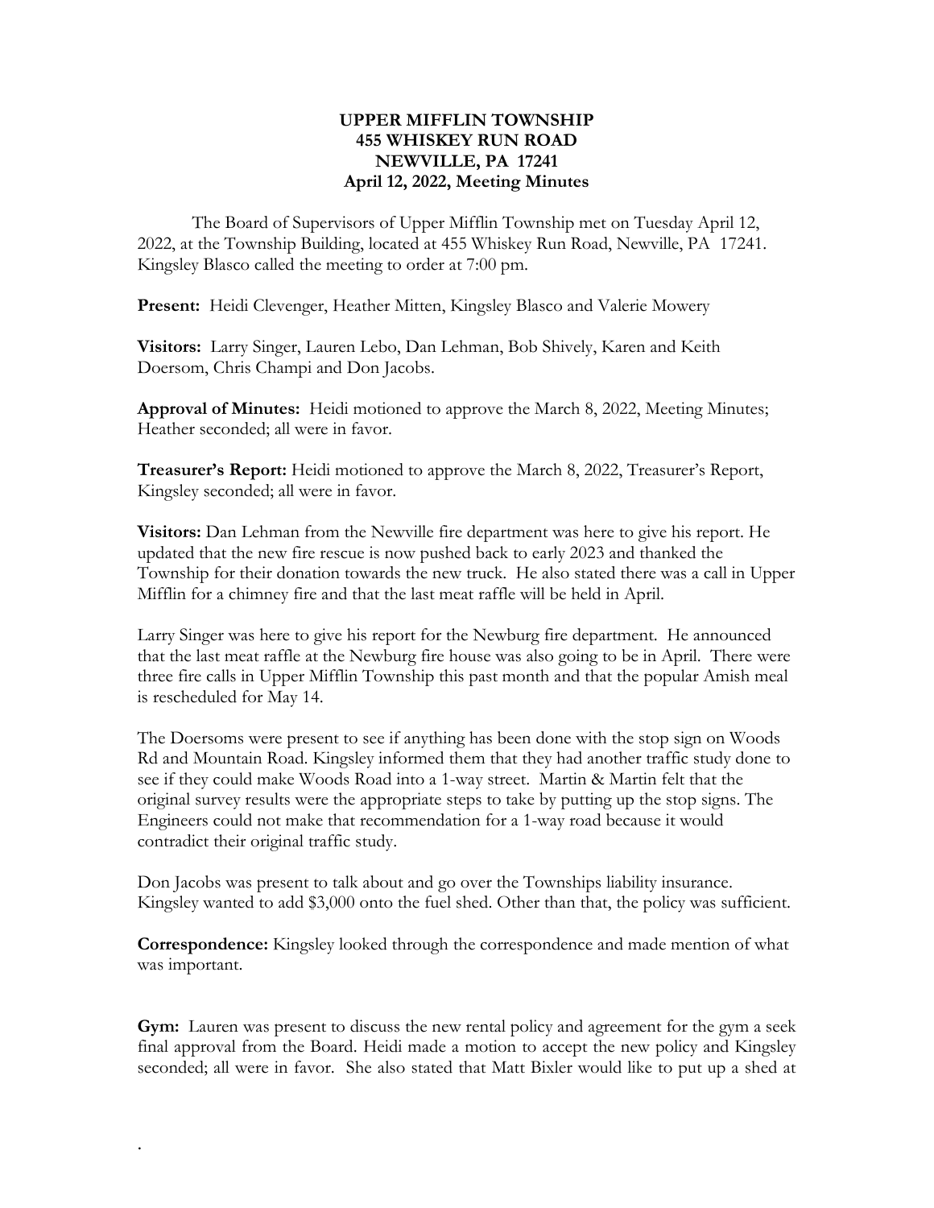**UPPER MIFFLIN TOWNSHIP**
**455 WHISKEY RUN ROAD**
**NEWVILLE, PA 17241**
**April 12, 2022, Meeting Minutes**

The Board of Supervisors of Upper Mifflin Township met on Tuesday April 12, 2022, at the Township Building, located at 455 Whiskey Run Road, Newville, PA 17241. Kingsley Blasco called the meeting to order at 7:00 pm.

**Present:** Heidi Clevenger, Heather Mitten, Kingsley Blasco and Valerie Mowery

**Visitors:** Larry Singer, Lauren Lebo, Dan Lehman, Bob Shively, Karen and Keith Doersom, Chris Champi and Don Jacobs.

**Approval of Minutes:** Heidi motioned to approve the March 8, 2022, Meeting Minutes; Heather seconded; all were in favor.

**Treasurer's Report:** Heidi motioned to approve the March 8, 2022, Treasurer's Report, Kingsley seconded; all were in favor.

**Visitors:** Dan Lehman from the Newville fire department was here to give his report. He updated that the new fire rescue is now pushed back to early 2023 and thanked the Township for their donation towards the new truck. He also stated there was a call in Upper Mifflin for a chimney fire and that the last meat raffle will be held in April.

Larry Singer was here to give his report for the Newburg fire department. He announced that the last meat raffle at the Newburg fire house was also going to be in April. There were three fire calls in Upper Mifflin Township this past month and that the popular Amish meal is rescheduled for May 14.

The Doersoms were present to see if anything has been done with the stop sign on Woods Rd and Mountain Road. Kingsley informed them that they had another traffic study done to see if they could make Woods Road into a 1-way street. Martin & Martin felt that the original survey results were the appropriate steps to take by putting up the stop signs. The Engineers could not make that recommendation for a 1-way road because it would contradict their original traffic study.

Don Jacobs was present to talk about and go over the Townships liability insurance. Kingsley wanted to add $3,000 onto the fuel shed. Other than that, the policy was sufficient.

**Correspondence:** Kingsley looked through the correspondence and made mention of what was important.

**Gym:** Lauren was present to discuss the new rental policy and agreement for the gym a seek final approval from the Board. Heidi made a motion to accept the new policy and Kingsley seconded; all were in favor. She also stated that Matt Bixler would like to put up a shed at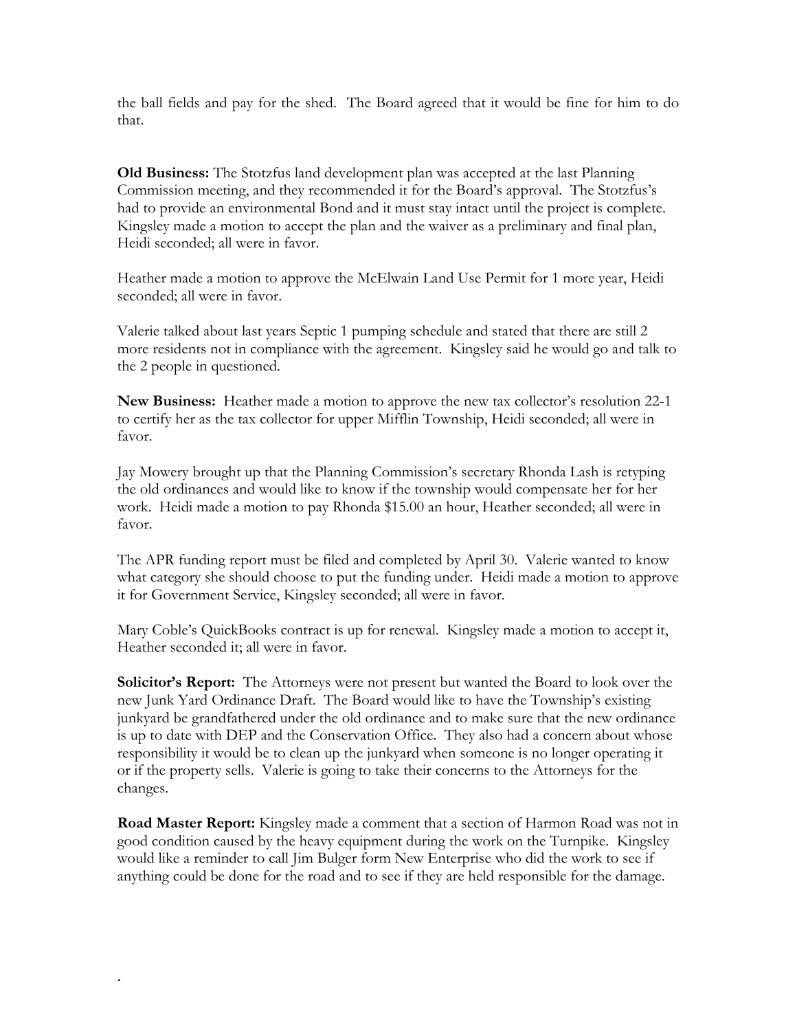the ball fields and pay for the shed. The Board agreed that it would be fine for him to do that.

**Old Business:** The Stotzfus land development plan was accepted at the last Planning Commission meeting, and they recommended it for the Board's approval. The Stotzfus's had to provide an environmental Bond and it must stay intact until the project is complete. Kingsley made a motion to accept the plan and the waiver as a preliminary and final plan, Heidi seconded; all were in favor.

Heather made a motion to approve the McElwain Land Use Permit for 1 more year, Heidi seconded; all were in favor.

Valerie talked about last years Septic 1 pumping schedule and stated that there are still 2 more residents not in compliance with the agreement. Kingsley said he would go and talk to the 2 people in questioned.

**New Business:** Heather made a motion to approve the new tax collector's resolution 22-1 to certify her as the tax collector for upper Mifflin Township, Heidi seconded; all were in favor.

Jay Mowery brought up that the Planning Commission's secretary Rhonda Lash is retyping the old ordinances and would like to know if the township would compensate her for her work. Heidi made a motion to pay Rhonda $15.00 an hour, Heather seconded; all were in favor.

The APR funding report must be filed and completed by April 30. Valerie wanted to know what category she should choose to put the funding under. Heidi made a motion to approve it for Government Service, Kingsley seconded; all were in favor.

Mary Coble's QuickBooks contract is up for renewal. Kingsley made a motion to accept it, Heather seconded it; all were in favor.

**Solicitor's Report:** The Attorneys were not present but wanted the Board to look over the new Junk Yard Ordinance Draft. The Board would like to have the Township's existing junkyard be grandfathered under the old ordinance and to make sure that the new ordinance is up to date with DEP and the Conservation Office. They also had a concern about whose responsibility it would be to clean up the junkyard when someone is no longer operating it or if the property sells. Valerie is going to take their concerns to the Attorneys for the changes.

**Road Master Report:** Kingsley made a comment that a section of Harmon Road was not in good condition caused by the heavy equipment during the work on the Turnpike. Kingsley would like a reminder to call Jim Bulger form New Enterprise who did the work to see if anything could be done for the road and to see if they are held responsible for the damage.

.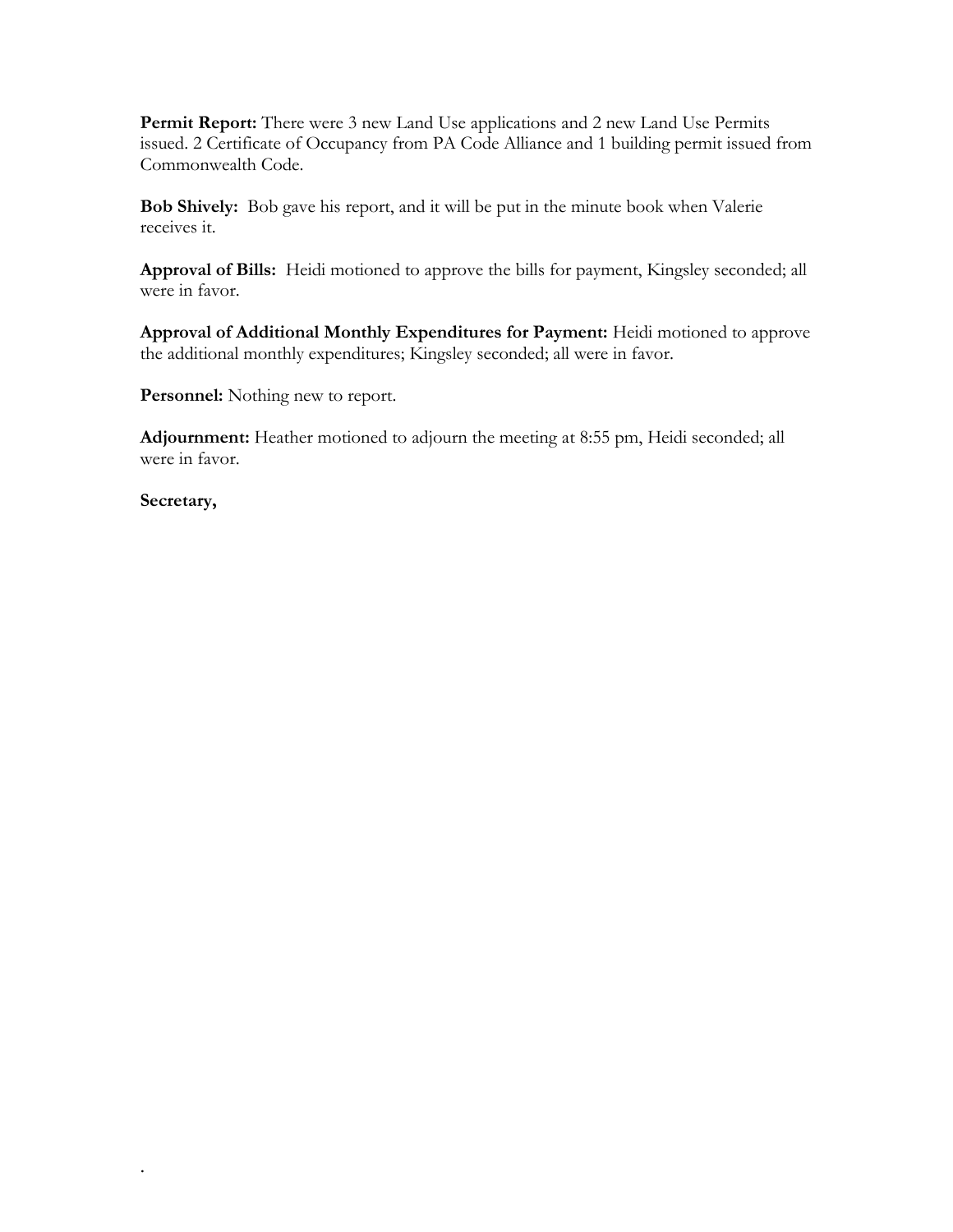**Permit Report:** There were 3 new Land Use applications and 2 new Land Use Permits issued. 2 Certificate of Occupancy from PA Code Alliance and 1 building permit issued from Commonwealth Code.

**Bob Shively:** Bob gave his report, and it will be put in the minute book when Valerie receives it.

**Approval of Bills:** Heidi motioned to approve the bills for payment, Kingsley seconded; all were in favor.

**Approval of Additional Monthly Expenditures for Payment:** Heidi motioned to approve the additional monthly expenditures; Kingsley seconded; all were in favor.

**Personnel:** Nothing new to report.

**Adjournment:** Heather motioned to adjourn the meeting at 8:55 pm, Heidi seconded; all were in favor.

**Secretary,**

.